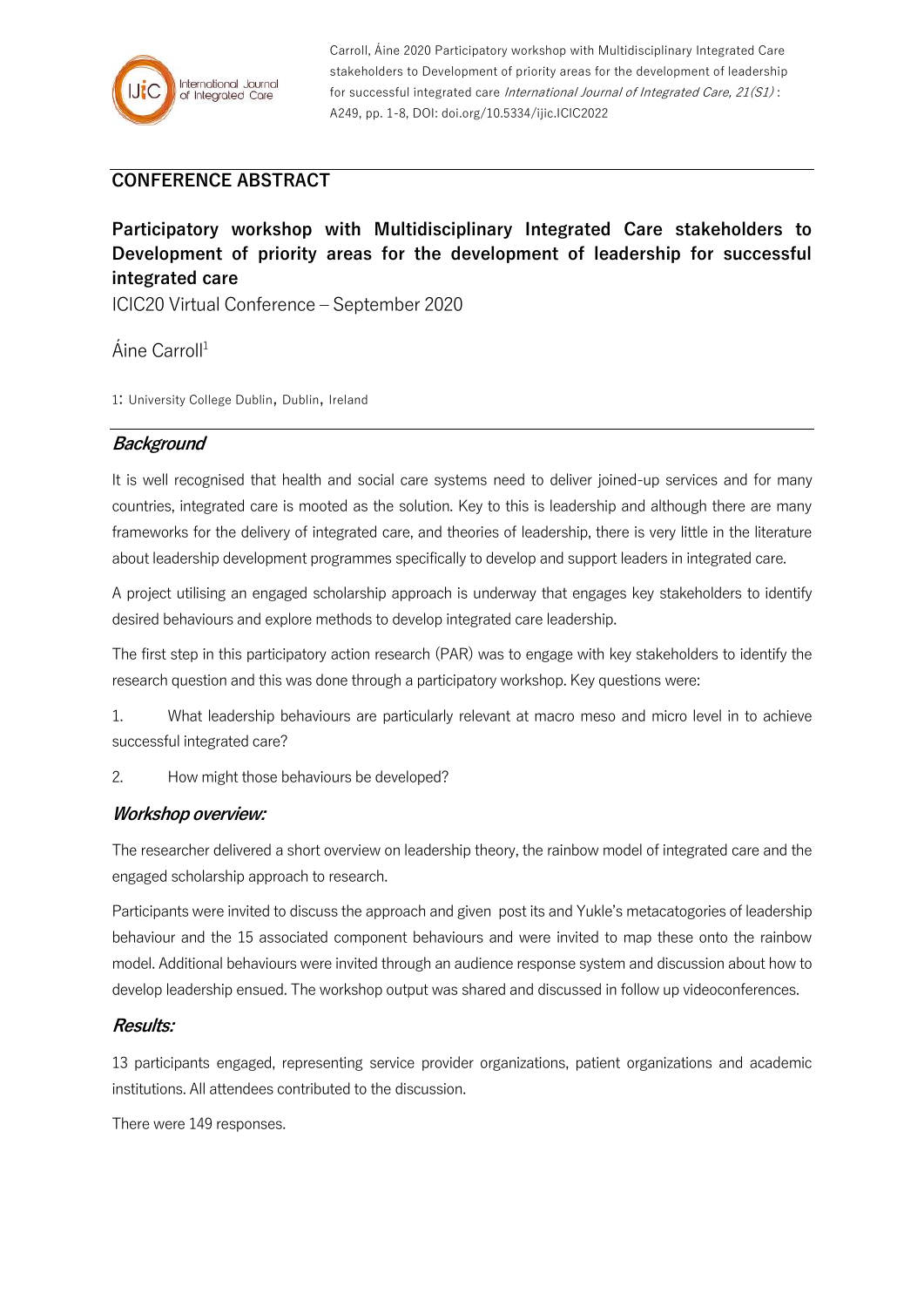Carroll, Áine 2020 Participatory workshop with Multidisciplinary Integrated Care stakeholders to Development of priority areas for the development of leadership for successful integrated care *International Journal of Integrated Care, 21(S1)* : A249, pp. 1-8, DOI: doi.org/10.5334/ijic.ICIC2022

## CONFERENCE ABSTRACT

# Participatory workshop with Multidisciplinary Integrated Care stakeholders to Development of priority areas for the development of leadership for successful integrated care

ICIC20 Virtual Conference – September 2020

Áine Carroll[1]

1: University College Dublin, Dublin, Ireland

## *Background*

It is well recognised that health and social care systems need to deliver joined-up services and for many countries, integrated care is mooted as the solution. Key to this is leadership and although there are many frameworks for the delivery of integrated care, and theories of leadership, there is very little in the literature about leadership development programmes specifically to develop and support leaders in integrated care.

A project utilising an engaged scholarship approach is underway that engages key stakeholders to identify desired behaviours and explore methods to develop integrated care leadership.

The first step in this participatory action research (PAR) was to engage with key stakeholders to identify the research question and this was done through a participatory workshop. Key questions were:

1. What leadership behaviours are particularly relevant at macro meso and micro level in to achieve successful integrated care?

2. How might those behaviours be developed?

## *Workshop overview:*

The researcher delivered a short overview on leadership theory, the rainbow model of integrated care and the engaged scholarship approach to research.

Participants were invited to discuss the approach and given post its and Yukle's metacatogories of leadership behaviour and the 15 associated component behaviours and were invited to map these onto the rainbow model. Additional behaviours were invited through an audience response system and discussion about how to develop leadership ensued. The workshop output was shared and discussed in follow up videoconferences.

## *Results:*

13 participants engaged, representing service provider organizations, patient organizations and academic institutions. All attendees contributed to the discussion.

There were 149 responses.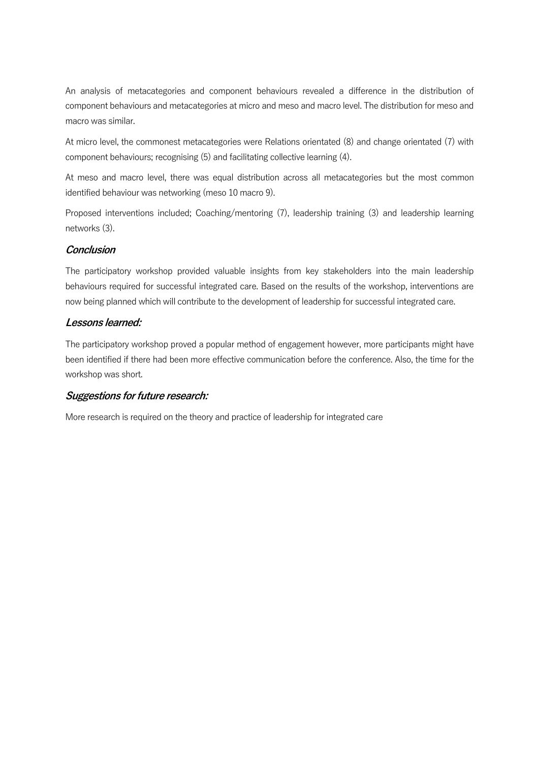An analysis of metacategories and component behaviours revealed a difference in the distribution of component behaviours and metacategories at micro and meso and macro level. The distribution for meso and macro was similar.

At micro level, the commonest metacategories were Relations orientated (8) and change orientated (7) with component behaviours; recognising (5) and facilitating collective learning (4).

At meso and macro level, there was equal distribution across all metacategories but the most common identified behaviour was networking (meso 10 macro 9).

Proposed interventions included; Coaching/mentoring (7), leadership training (3) and leadership learning networks (3).

### *Conclusion*

The participatory workshop provided valuable insights from key stakeholders into the main leadership behaviours required for successful integrated care. Based on the results of the workshop, interventions are now being planned which will contribute to the development of leadership for successful integrated care.

### *Lessons learned:*

The participatory workshop proved a popular method of engagement however, more participants might have been identified if there had been more effective communication before the conference. Also, the time for the workshop was short.

### *Suggestions for future research:*

More research is required on the theory and practice of leadership for integrated care